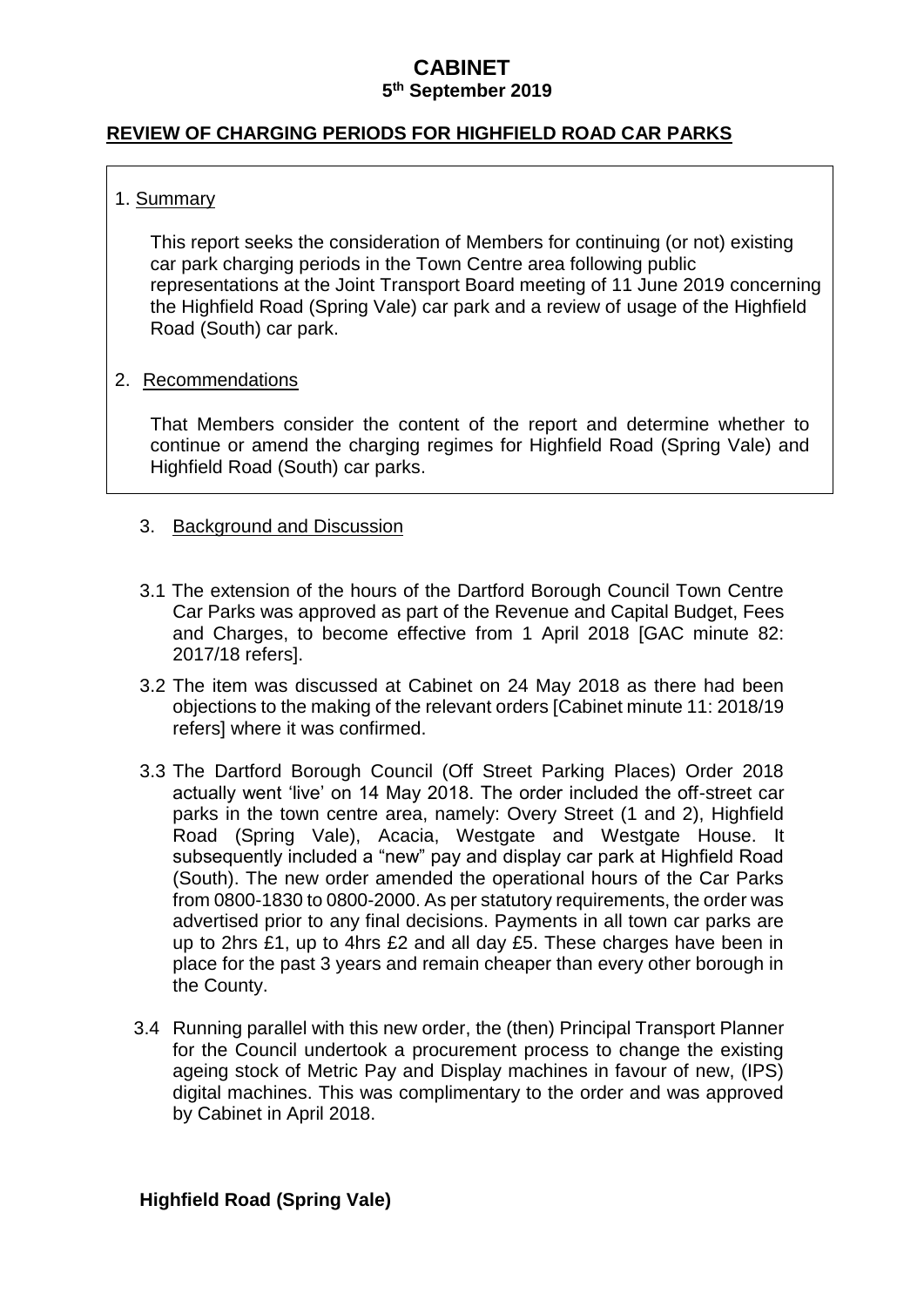# CABINET

**5th September 2019**

## REVIEW OF CHARGING PERIODS FOR HIGHFIELD ROAD CAR PARKS

1. Summary

   This report seeks the consideration of Members for continuing (or not) existing car park charging periods in the Town Centre area following public representations at the Joint Transport Board meeting of 11 June 2019 concerning the Highfield Road (Spring Vale) car park and a review of usage of the Highfield Road (South) car park.

2. Recommendations

   That Members consider the content of the report and determine whether to continue or amend the charging regimes for Highfield Road (Spring Vale) and Highfield Road (South) car parks.

3. Background and Discussion

3.1 The extension of the hours of the Dartford Borough Council Town Centre Car Parks was approved as part of the Revenue and Capital Budget, Fees and Charges, to become effective from 1 April 2018 [GAC minute 82: 2017/18 refers].

3.2 The item was discussed at Cabinet on 24 May 2018 as there had been objections to the making of the relevant orders [Cabinet minute 11: 2018/19 refers] where it was confirmed.

3.3 The Dartford Borough Council (Off Street Parking Places) Order 2018 actually went 'live' on 14 May 2018. The order included the off-street car parks in the town centre area, namely: Overy Street (1 and 2), Highfield Road (Spring Vale), Acacia, Westgate and Westgate House. It subsequently included a "new" pay and display car park at Highfield Road (South). The new order amended the operational hours of the Car Parks from 0800-1830 to 0800-2000. As per statutory requirements, the order was advertised prior to any final decisions. Payments in all town car parks are up to 2hrs £1, up to 4hrs £2 and all day £5. These charges have been in place for the past 3 years and remain cheaper than every other borough in the County.

3.4 Running parallel with this new order, the (then) Principal Transport Planner for the Council undertook a procurement process to change the existing ageing stock of Metric Pay and Display machines in favour of new, (IPS) digital machines. This was complimentary to the order and was approved by Cabinet in April 2018.

**Highfield Road (Spring Vale)**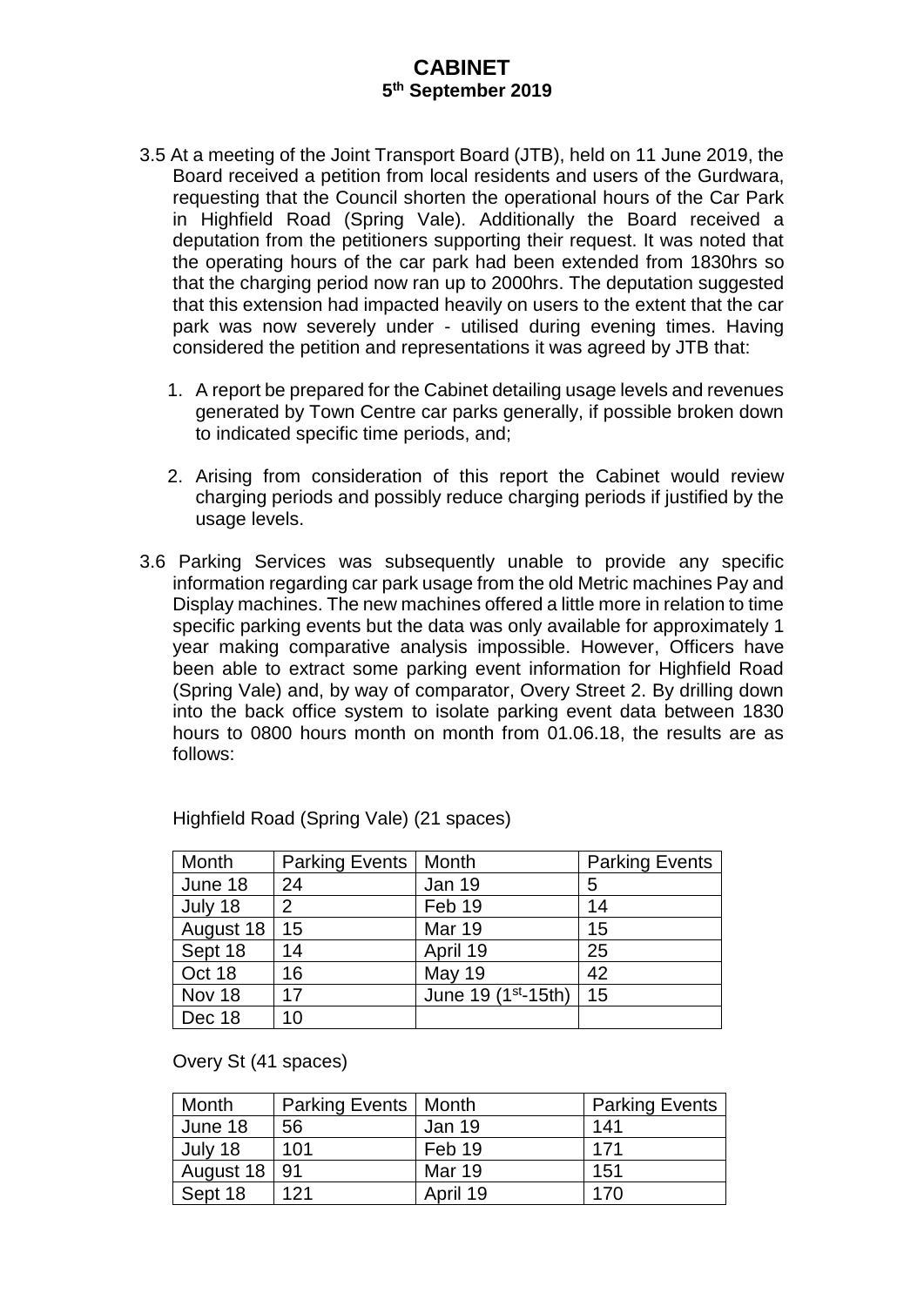3.5 At a meeting of the Joint Transport Board (JTB), held on 11 June 2019, the Board received a petition from local residents and users of the Gurdwara, requesting that the Council shorten the operational hours of the Car Park in Highfield Road (Spring Vale). Additionally the Board received a deputation from the petitioners supporting their request. It was noted that the operating hours of the car park had been extended from 1830hrs so that the charging period now ran up to 2000hrs. The deputation suggested that this extension had impacted heavily on users to the extent that the car park was now severely under - utilised during evening times. Having considered the petition and representations it was agreed by JTB that:

1. A report be prepared for the Cabinet detailing usage levels and revenues generated by Town Centre car parks generally, if possible broken down to indicated specific time periods, and;

2. Arising from consideration of this report the Cabinet would review charging periods and possibly reduce charging periods if justified by the usage levels.

3.6 Parking Services was subsequently unable to provide any specific information regarding car park usage from the old Metric machines Pay and Display machines. The new machines offered a little more in relation to time specific parking events but the data was only available for approximately 1 year making comparative analysis impossible. However, Officers have been able to extract some parking event information for Highfield Road (Spring Vale) and, by way of comparator, Overy Street 2. By drilling down into the back office system to isolate parking event data between 1830 hours to 0800 hours month on month from 01.06.18, the results are as follows:

Highfield Road (Spring Vale) (21 spaces)

| Month | Parking Events | Month | Parking Events |
|---|---|---|---|
| June 18 | 24 | Jan 19 | 5 |
| July 18 | 2 | Feb 19 | 14 |
| August 18 | 15 | Mar 19 | 15 |
| Sept 18 | 14 | April 19 | 25 |
| Oct 18 | 16 | May 19 | 42 |
| Nov 18 | 17 | June 19 (1st-15th) | 15 |
| Dec 18 | 10 | | |

Overy St (41 spaces)

| Month | Parking Events | Month | Parking Events |
|---|---|---|---|
| June 18 | 56 | Jan 19 | 141 |
| July 18 | 101 | Feb 19 | 171 |
| August 18 | 91 | Mar 19 | 151 |
| Sept 18 | 121 | April 19 | 170 |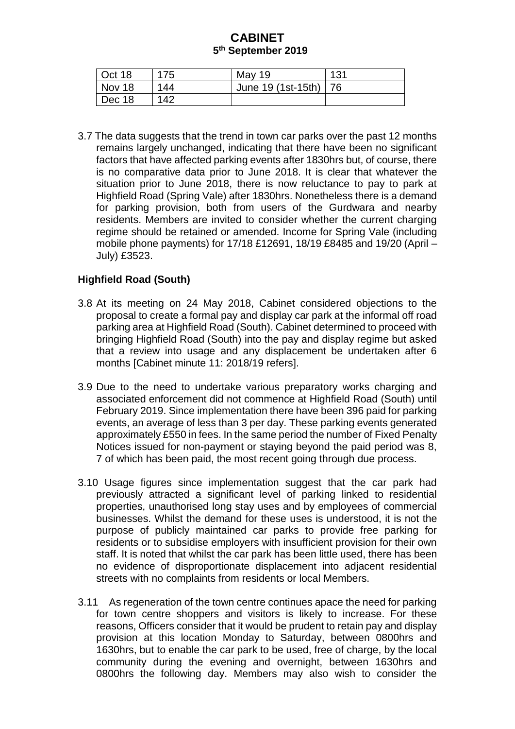| Oct 18 | 175 | May 19 | 131 |
|---|---|---|---|
| Nov 18 | 144 | June 19 (1st-15th) | 76 |
| Dec 18 | 142 | | |

3.7 The data suggests that the trend in town car parks over the past 12 months remains largely unchanged, indicating that there have been no significant factors that have affected parking events after 1830hrs but, of course, there is no comparative data prior to June 2018. It is clear that whatever the situation prior to June 2018, there is now reluctance to pay to park at Highfield Road (Spring Vale) after 1830hrs. Nonetheless there is a demand for parking provision, both from users of the Gurdwara and nearby residents. Members are invited to consider whether the current charging regime should be retained or amended. Income for Spring Vale (including mobile phone payments) for 17/18 £12691, 18/19 £8485 and 19/20 (April – July) £3523.

**Highfield Road (South)**

3.8 At its meeting on 24 May 2018, Cabinet considered objections to the proposal to create a formal pay and display car park at the informal off road parking area at Highfield Road (South). Cabinet determined to proceed with bringing Highfield Road (South) into the pay and display regime but asked that a review into usage and any displacement be undertaken after 6 months [Cabinet minute 11: 2018/19 refers].

3.9 Due to the need to undertake various preparatory works charging and associated enforcement did not commence at Highfield Road (South) until February 2019. Since implementation there have been 396 paid for parking events, an average of less than 3 per day. These parking events generated approximately £550 in fees. In the same period the number of Fixed Penalty Notices issued for non-payment or staying beyond the paid period was 8, 7 of which has been paid, the most recent going through due process.

3.10 Usage figures since implementation suggest that the car park had previously attracted a significant level of parking linked to residential properties, unauthorised long stay uses and by employees of commercial businesses. Whilst the demand for these uses is understood, it is not the purpose of publicly maintained car parks to provide free parking for residents or to subsidise employers with insufficient provision for their own staff. It is noted that whilst the car park has been little used, there has been no evidence of disproportionate displacement into adjacent residential streets with no complaints from residents or local Members.

3.11 As regeneration of the town centre continues apace the need for parking for town centre shoppers and visitors is likely to increase. For these reasons, Officers consider that it would be prudent to retain pay and display provision at this location Monday to Saturday, between 0800hrs and 1630hrs, but to enable the car park to be used, free of charge, by the local community during the evening and overnight, between 1630hrs and 0800hrs the following day. Members may also wish to consider the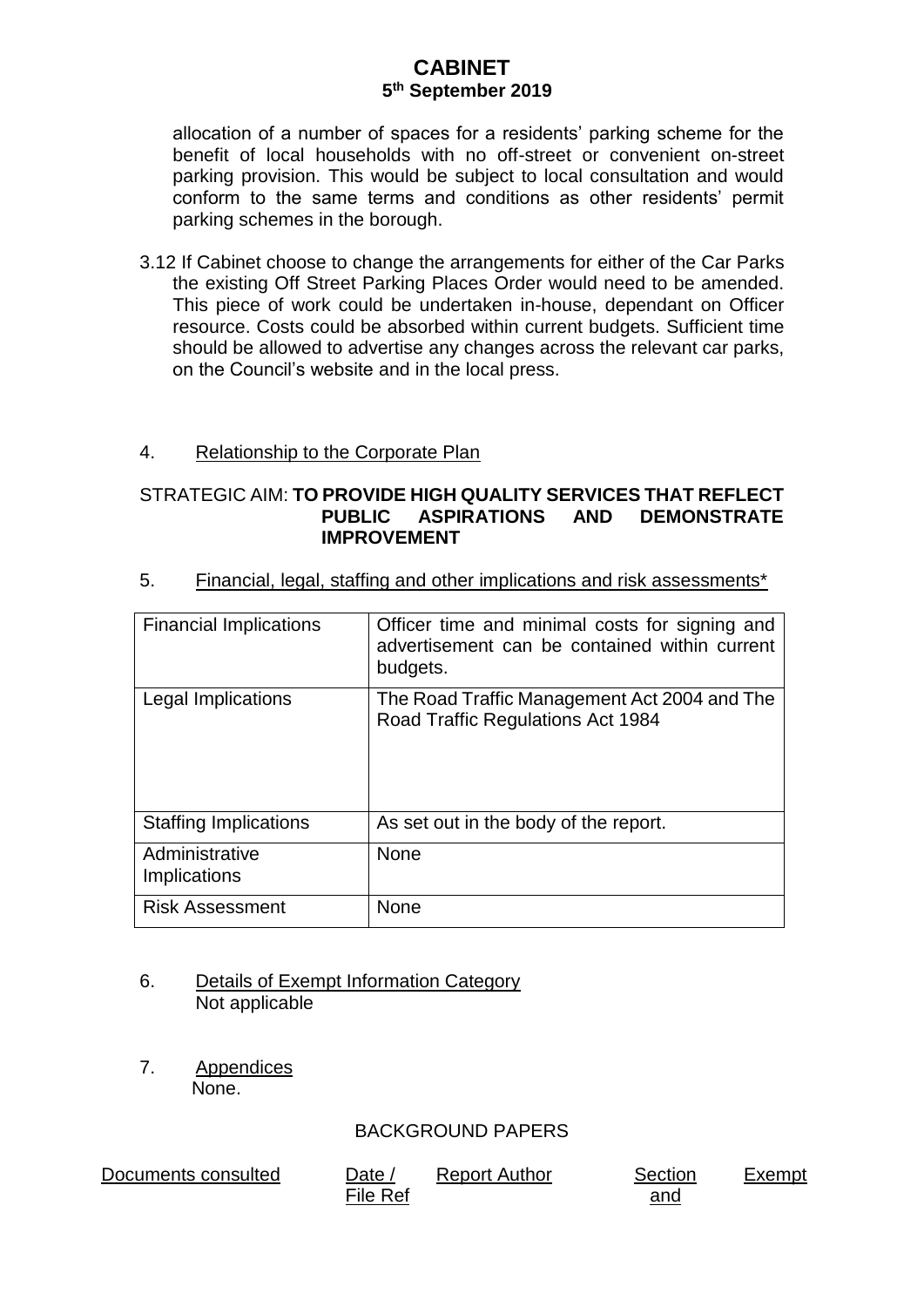allocation of a number of spaces for a residents' parking scheme for the benefit of local households with no off-street or convenient on-street parking provision. This would be subject to local consultation and would conform to the same terms and conditions as other residents' permit parking schemes in the borough.

3.12 If Cabinet choose to change the arrangements for either of the Car Parks the existing Off Street Parking Places Order would need to be amended. This piece of work could be undertaken in-house, dependant on Officer resource. Costs could be absorbed within current budgets. Sufficient time should be allowed to advertise any changes across the relevant car parks, on the Council's website and in the local press.

4. Relationship to the Corporate Plan

STRATEGIC AIM: **TO PROVIDE HIGH QUALITY SERVICES THAT REFLECT PUBLIC ASPIRATIONS AND DEMONSTRATE IMPROVEMENT**

5. Financial, legal, staffing and other implications and risk assessments*

| | |
|---|---|
| Financial Implications | Officer time and minimal costs for signing and advertisement can be contained within current budgets. |
| Legal Implications | The Road Traffic Management Act 2004 and The Road Traffic Regulations Act 1984 |
| Staffing Implications | As set out in the body of the report. |
| Administrative Implications | None |
| Risk Assessment | None |

6. Details of Exempt Information Category
Not applicable

7. Appendices
None.

BACKGROUND PAPERS

| Documents consulted | Date / File Ref | Report Author | Section and | Exempt |
|---|---|---|---|---|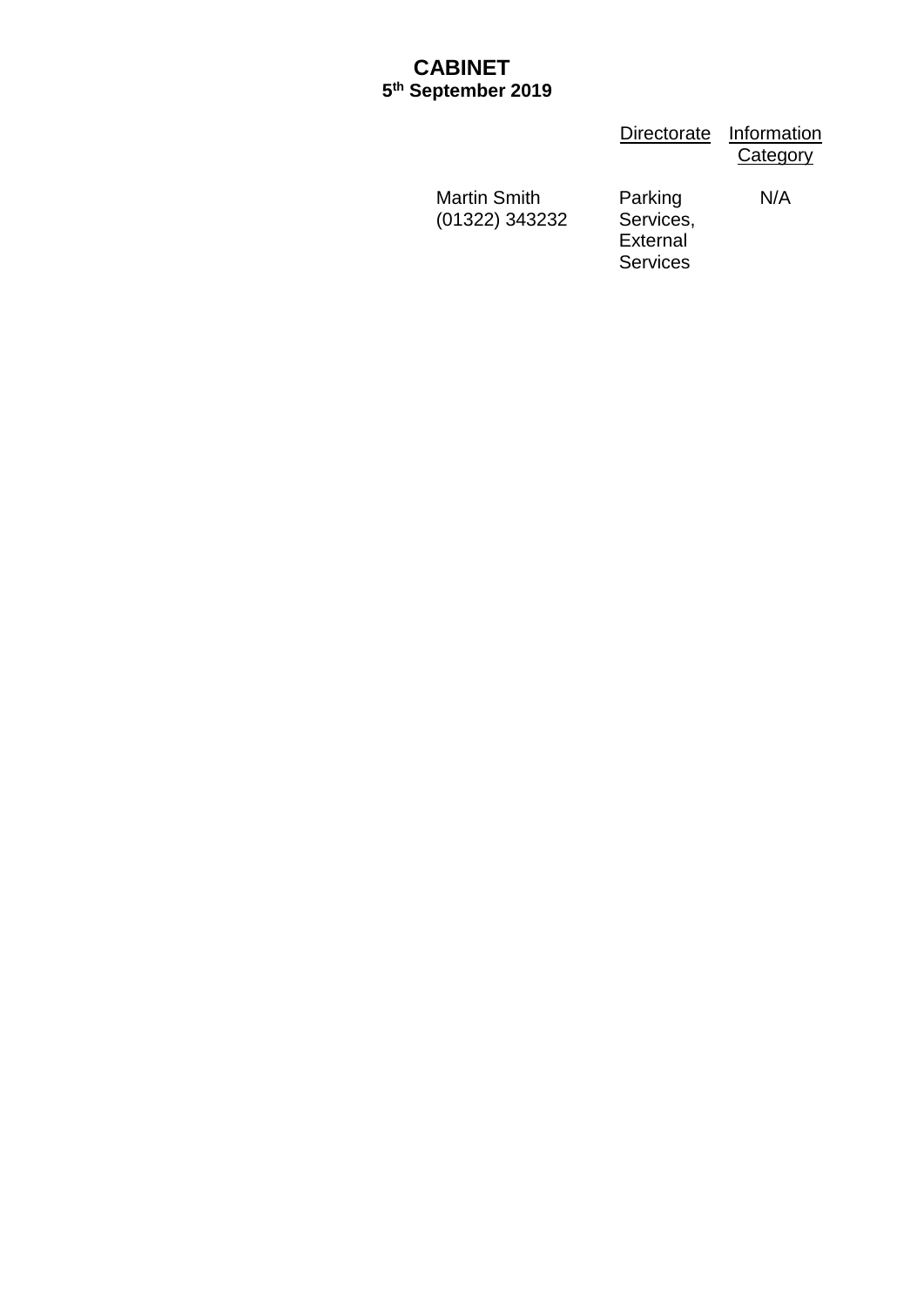**CABINET**
**5th September 2019**

| | Directorate | Information Category |
|---|---|---|
| Martin Smith (01322) 343232 | Parking Services, External Services | N/A |